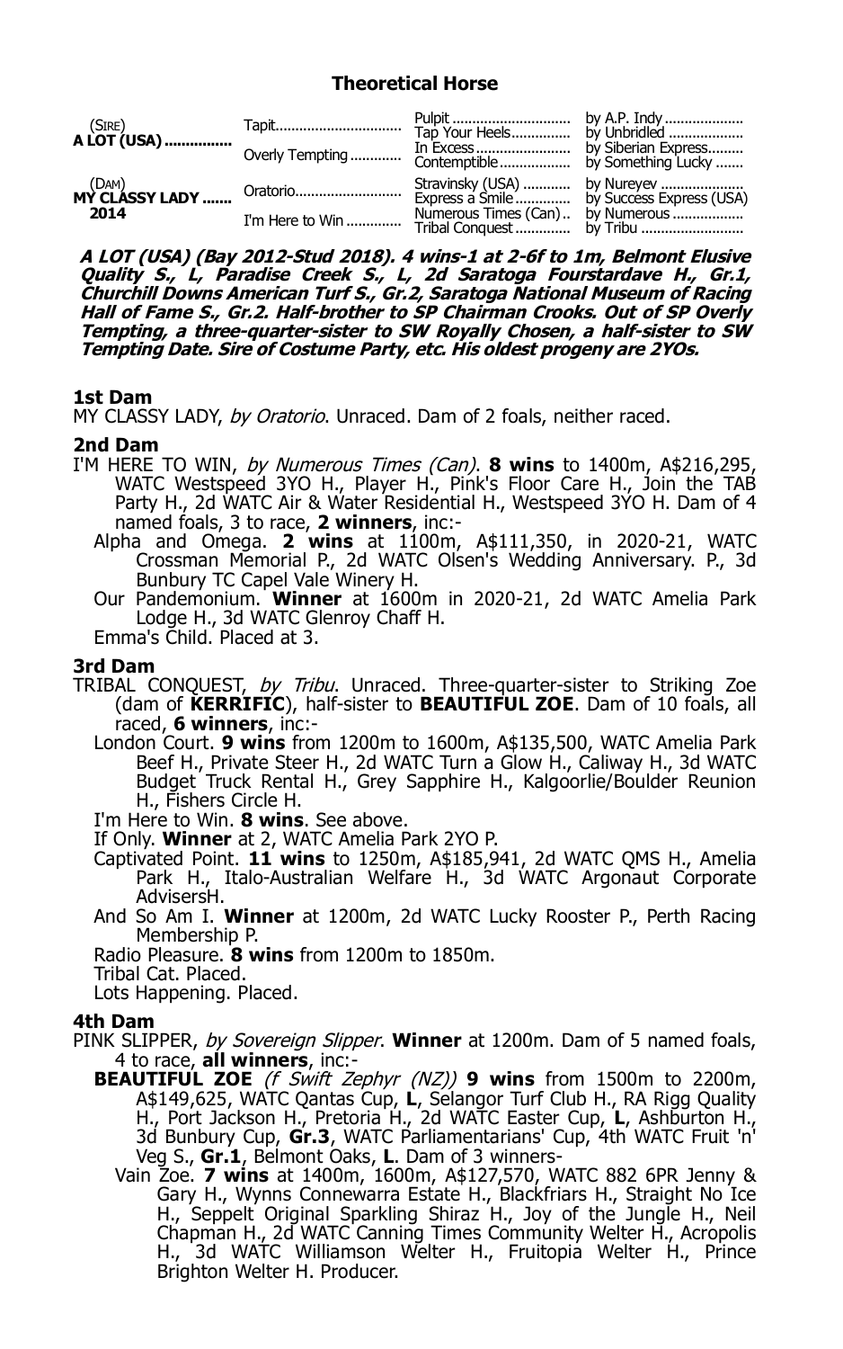## Theoretical Horse

| | | | |
|---|---|---|---|
| (SIRE) **A LOT (USA)**............... | Tapit............................... | Pulit............................. | by A.P. Indy.................... |
| | | Tap Your Heels.............. | by Unbridled ................... |
| | Overly Tempting............ | In Excess........................ | by Siberian Express......... |
| | | Contemptible.................. | by Something Lucky ....... |
| (DAM) **MY CLASSY LADY** ....... **2014** | Oratorio.......................... | Stravinsky (USA) ............ | by Nureyev ...................... |
| | | Express a Smile.............. | by Success Express (USA) |
| | I'm Here to Win ............. | Numerous Times (Can).. | by Numerous .................. |
| | | Tribal Conquest ............. | by Tribu .......................... |

***A LOT (USA) (Bay 2012-Stud 2018). 4 wins-1 at 2-6f to 1m, Belmont Elusive Quality S., L, Paradise Creek S., L, 2d Saratoga Fourstardave H., Gr.1, Churchill Downs American Turf S., Gr.2, Saratoga National Museum of Racing Hall of Fame S., Gr.2. Half-brother to SP Chairman Crooks. Out of SP Overly Tempting, a three-quarter-sister to SW Royally Chosen, a half-sister to SW Tempting Date. Sire of Costume Party, etc. His oldest progeny are 2YOs.***

### 1st Dam

MY CLASSY LADY, *by Oratorio*. Unraced. Dam of 2 foals, neither raced.

### 2nd Dam

I'M HERE TO WIN, *by Numerous Times (Can)*. **8 wins** to 1400m, A$216,295, WATC Westspeed 3YO H., Player H., Pink's Floor Care H., Join the TAB Party H., 2d WATC Air & Water Residential H., Westspeed 3YO H. Dam of 4 named foals, 3 to race, **2 winners**, inc:-

- Alpha and Omega. **2 wins** at 1100m, A$111,350, in 2020-21, WATC Crossman Memorial P., 2d WATC Olsen's Wedding Anniversary. P., 3d Bunbury TC Capel Vale Winery H.
- Our Pandemonium. **Winner** at 1600m in 2020-21, 2d WATC Amelia Park Lodge H., 3d WATC Glenroy Chaff H.
- Emma's Child. Placed at 3.

### 3rd Dam

TRIBAL CONQUEST, *by Tribu*. Unraced. Three-quarter-sister to Striking Zoe (dam of **KERRIFIC**), half-sister to **BEAUTIFUL ZOE**. Dam of 10 foals, all raced, **6 winners**, inc:-

- London Court. **9 wins** from 1200m to 1600m, A$135,500, WATC Amelia Park Beef H., Private Steer H., 2d WATC Turn a Glow H., Caliway H., 3d WATC Budget Truck Rental H., Grey Sapphire H., Kalgoorlie/Boulder Reunion H., Fishers Circle H.
- I'm Here to Win. **8 wins**. See above.
- If Only. **Winner** at 2, WATC Amelia Park 2YO P.
- Captivated Point. **11 wins** to 1250m, A$185,941, 2d WATC QMS H., Amelia Park H., Italo-Australian Welfare H., 3d WATC Argonaut Corporate AdvisersH.
- And So Am I. **Winner** at 1200m, 2d WATC Lucky Rooster P., Perth Racing Membership P.
- Radio Pleasure. **8 wins** from 1200m to 1850m.
- Tribal Cat. Placed.
- Lots Happening. Placed.

### 4th Dam

PINK SLIPPER, *by Sovereign Slipper*. **Winner** at 1200m. Dam of 5 named foals, 4 to race, **all winners**, inc:-

- **BEAUTIFUL ZOE** *(f Swift Zephyr (NZ))* **9 wins** from 1500m to 2200m, A$149,625, WATC Qantas Cup, **L**, Selangor Turf Club H., RA Rigg Quality H., Port Jackson H., Pretoria H., 2d WATC Easter Cup, **L**, Ashburton H., 3d Bunbury Cup, **Gr.3**, WATC Parliamentarians' Cup, 4th WATC Fruit 'n' Veg S., **Gr.1**, Belmont Oaks, **L**. Dam of 3 winners-
  - Vain Zoe. **7 wins** at 1400m, 1600m, A$127,570, WATC 882 6PR Jenny & Gary H., Wynns Connewarra Estate H., Blackfriars H., Straight No Ice H., Seppelt Original Sparkling Shiraz H., Joy of the Jungle H., Neil Chapman H., 2d WATC Canning Times Community Welter H., Acropolis H., 3d WATC Williamson Welter H., Fruitopia Welter H., Prince Brighton Welter H. Producer.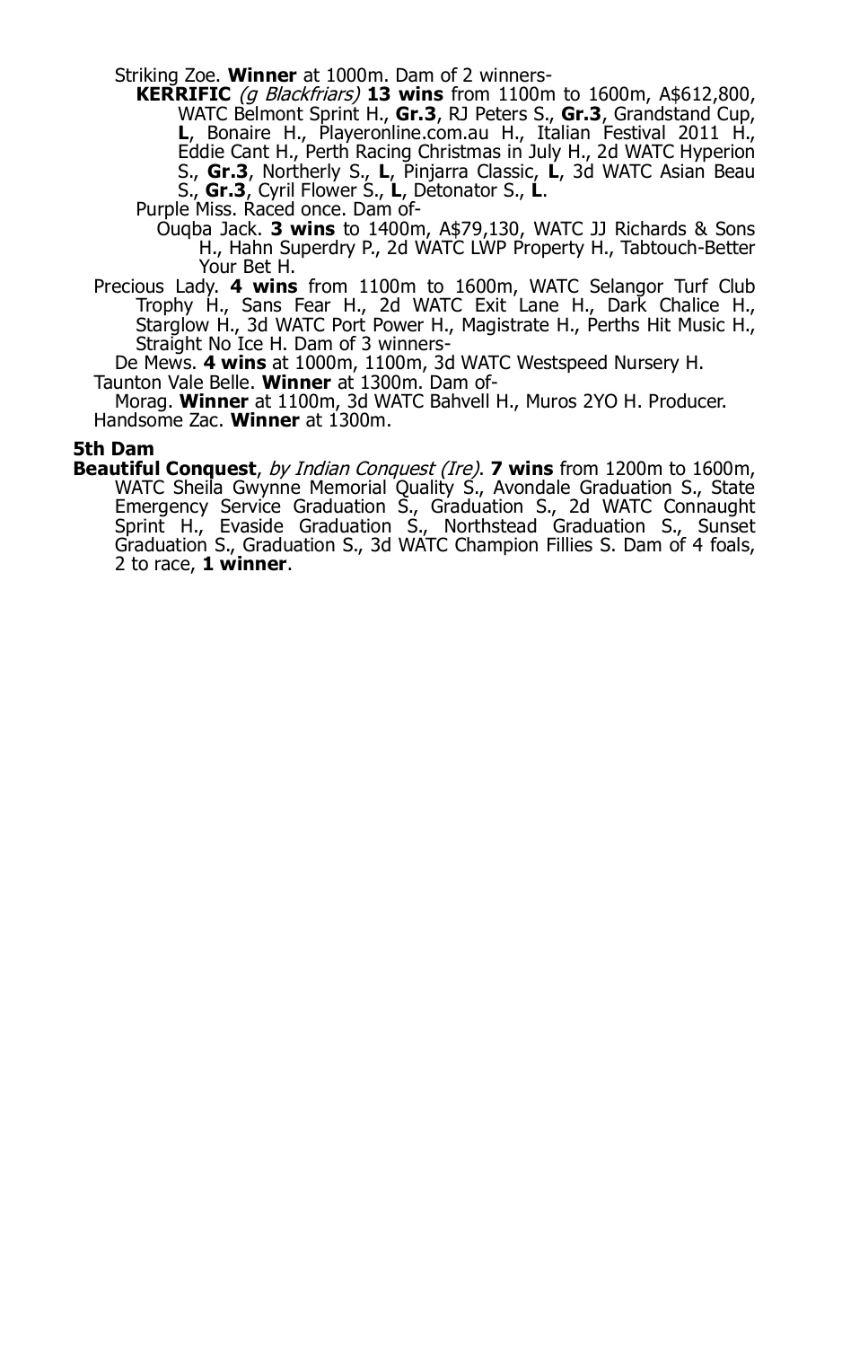Striking Zoe. **Winner** at 1000m. Dam of 2 winners-

**KERRIFIC** *(g Blackfriars)* **13 wins** from 1100m to 1600m, A$612,800, WATC Belmont Sprint H., **Gr.3**, RJ Peters S., **Gr.3**, Grandstand Cup, **L**, Bonaire H., Playeronline.com.au H., Italian Festival 2011 H., Eddie Cant H., Perth Racing Christmas in July H., 2d WATC Hyperion S., **Gr.3**, Northerly S., **L**, Pinjarra Classic, **L**, 3d WATC Asian Beau S., **Gr.3**, Cyril Flower S., **L**, Detonator S., **L**.

Purple Miss. Raced once. Dam of-

Ouqba Jack. **3 wins** to 1400m, A$79,130, WATC JJ Richards & Sons H., Hahn Superdry P., 2d WATC LWP Property H., Tabtouch-Better Your Bet H.

Precious Lady. **4 wins** from 1100m to 1600m, WATC Selangor Turf Club Trophy H., Sans Fear H., 2d WATC Exit Lane H., Dark Chalice H., Starglow H., 3d WATC Port Power H., Magistrate H., Perths Hit Music H., Straight No Ice H. Dam of 3 winners-

De Mews. **4 wins** at 1000m, 1100m, 3d WATC Westspeed Nursery H.

Taunton Vale Belle. **Winner** at 1300m. Dam of-

Morag. **Winner** at 1100m, 3d WATC Bahvell H., Muros 2YO H. Producer.

Handsome Zac. **Winner** at 1300m.

**5th Dam**

**Beautiful Conquest**, *by Indian Conquest (Ire)*. **7 wins** from 1200m to 1600m, WATC Sheila Gwynne Memorial Quality S., Avondale Graduation S., State Emergency Service Graduation S., Graduation S., 2d WATC Connaught Sprint H., Evaside Graduation S., Northstead Graduation S., Sunset Graduation S., Graduation S., 3d WATC Champion Fillies S. Dam of 4 foals, 2 to race, **1 winner**.